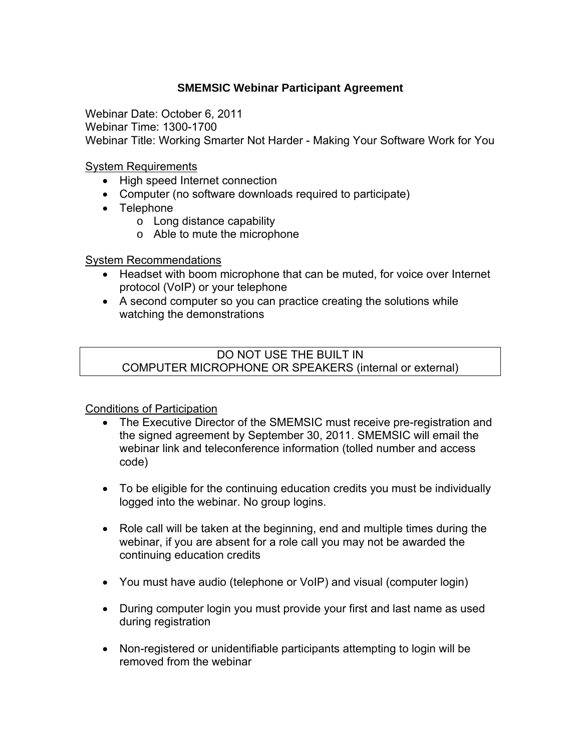# SMEMSIC Webinar Participant Agreement

Webinar Date: October 6, 2011
Webinar Time: 1300-1700
Webinar Title: Working Smarter Not Harder - Making Your Software Work for You

System Requirements

- High speed Internet connection
- Computer (no software downloads required to participate)
- Telephone
  - Long distance capability
  - Able to mute the microphone

System Recommendations

- Headset with boom microphone that can be muted, for voice over Internet protocol (VoIP) or your telephone
- A second computer so you can practice creating the solutions while watching the demonstrations

| DO NOT USE THE BUILT IN COMPUTER MICROPHONE OR SPEAKERS (internal or external) |
|---|

Conditions of Participation

- The Executive Director of the SMEMSIC must receive pre-registration and the signed agreement by September 30, 2011. SMEMSIC will email the webinar link and teleconference information (tolled number and access code)

- To be eligible for the continuing education credits you must be individually logged into the webinar. No group logins.

- Role call will be taken at the beginning, end and multiple times during the webinar, if you are absent for a role call you may not be awarded the continuing education credits

- You must have audio (telephone or VoIP) and visual (computer login)

- During computer login you must provide your first and last name as used during registration

- Non-registered or unidentifiable participants attempting to login will be removed from the webinar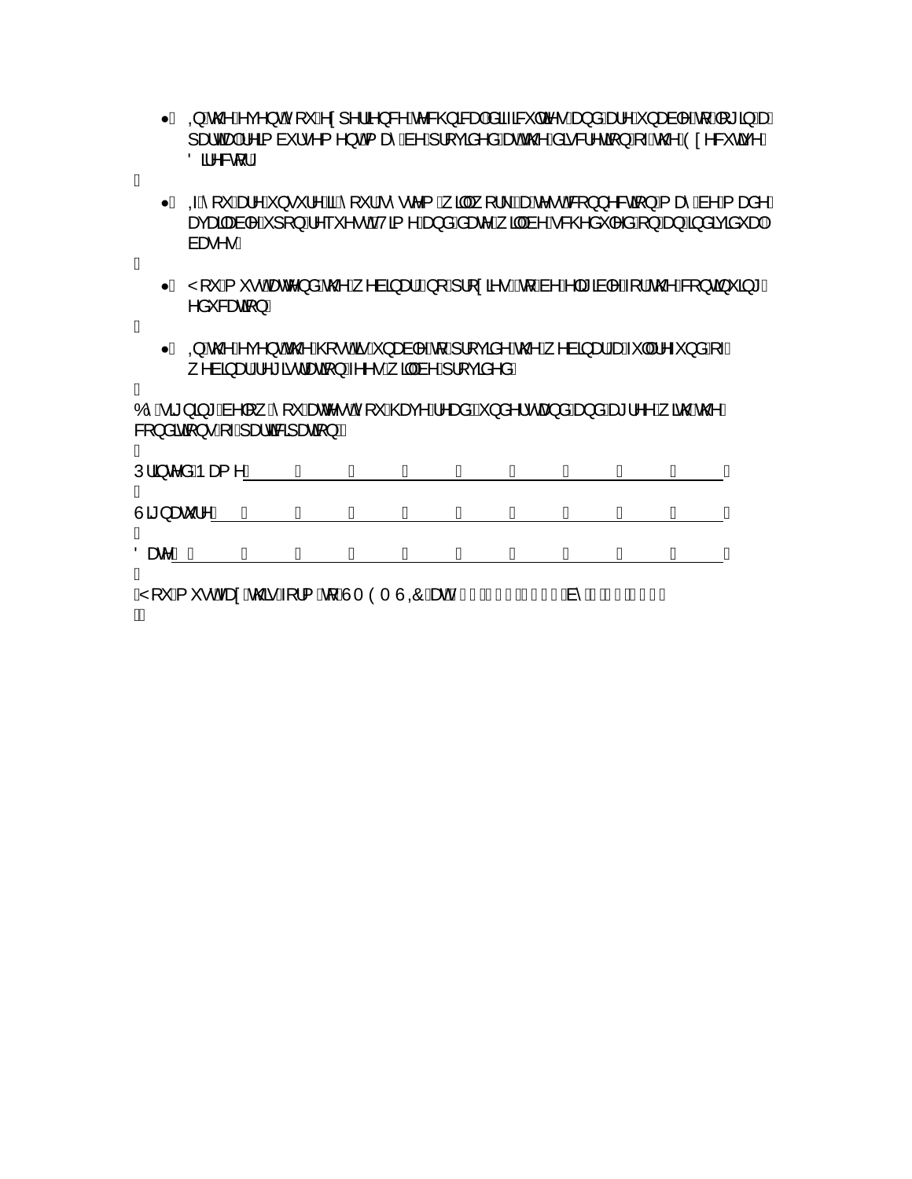- In the event you experience technical difficulties and are unable to log in, a partial reimbursement may be provided at the discretion of the Executive Director.

- If you are unsure if your system will work, a test connection may be made available upon request. Time and date will be scheduled on an individual bases.

- You must attend the webinar (no proxies) to be eligible for the continuing education.

- In the event the host is unable to provide the webinar, a full refund of webinar registration fees will be provided.

By signing below, you attest you have read, understand, and agree with the conditions of participation.

Printed Name: ______________________________________________

Signature: ______________________________________________

Date: ______________________________________________

You must fax this form to SMEMSIC at by